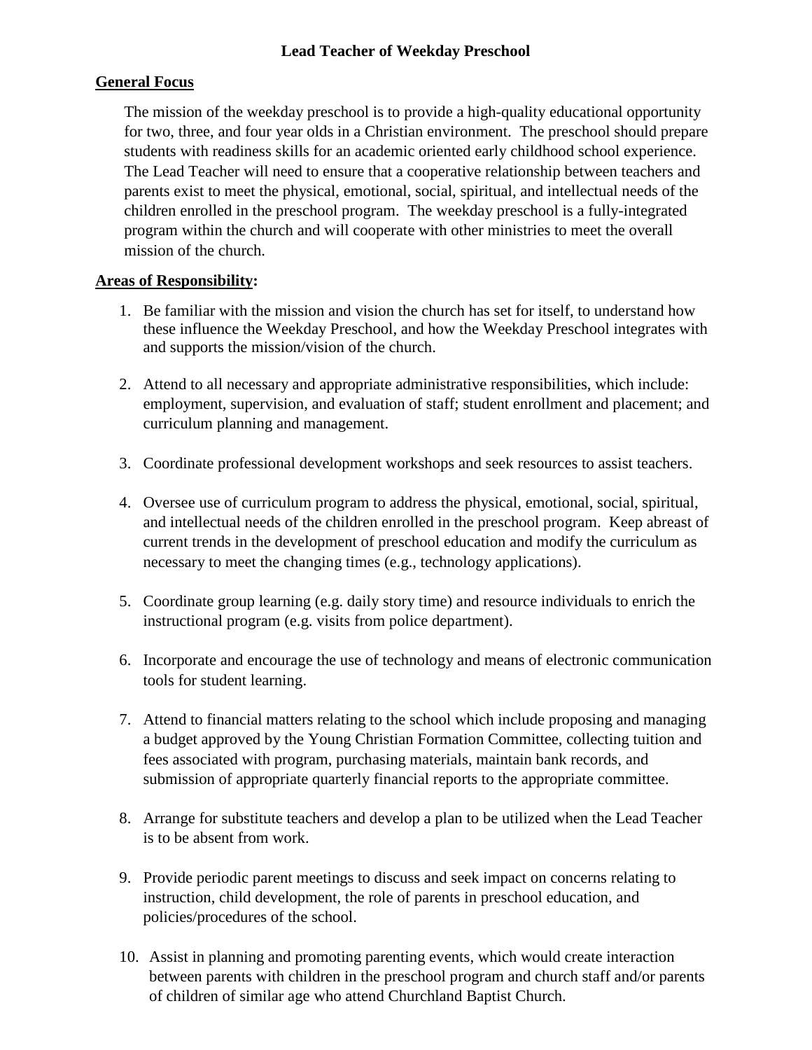# Lead Teacher of Weekday Preschool

## General Focus

The mission of the weekday preschool is to provide a high-quality educational opportunity for two, three, and four year olds in a Christian environment. The preschool should prepare students with readiness skills for an academic oriented early childhood school experience. The Lead Teacher will need to ensure that a cooperative relationship between teachers and parents exist to meet the physical, emotional, social, spiritual, and intellectual needs of the children enrolled in the preschool program. The weekday preschool is a fully-integrated program within the church and will cooperate with other ministries to meet the overall mission of the church.

## Areas of Responsibility:

1. Be familiar with the mission and vision the church has set for itself, to understand how these influence the Weekday Preschool, and how the Weekday Preschool integrates with and supports the mission/vision of the church.

2. Attend to all necessary and appropriate administrative responsibilities, which include: employment, supervision, and evaluation of staff; student enrollment and placement; and curriculum planning and management.

3. Coordinate professional development workshops and seek resources to assist teachers.

4. Oversee use of curriculum program to address the physical, emotional, social, spiritual, and intellectual needs of the children enrolled in the preschool program. Keep abreast of current trends in the development of preschool education and modify the curriculum as necessary to meet the changing times (e.g., technology applications).

5. Coordinate group learning (e.g. daily story time) and resource individuals to enrich the instructional program (e.g. visits from police department).

6. Incorporate and encourage the use of technology and means of electronic communication tools for student learning.

7. Attend to financial matters relating to the school which include proposing and managing a budget approved by the Young Christian Formation Committee, collecting tuition and fees associated with program, purchasing materials, maintain bank records, and submission of appropriate quarterly financial reports to the appropriate committee.

8. Arrange for substitute teachers and develop a plan to be utilized when the Lead Teacher is to be absent from work.

9. Provide periodic parent meetings to discuss and seek impact on concerns relating to instruction, child development, the role of parents in preschool education, and policies/procedures of the school.

10. Assist in planning and promoting parenting events, which would create interaction between parents with children in the preschool program and church staff and/or parents of children of similar age who attend Churchland Baptist Church.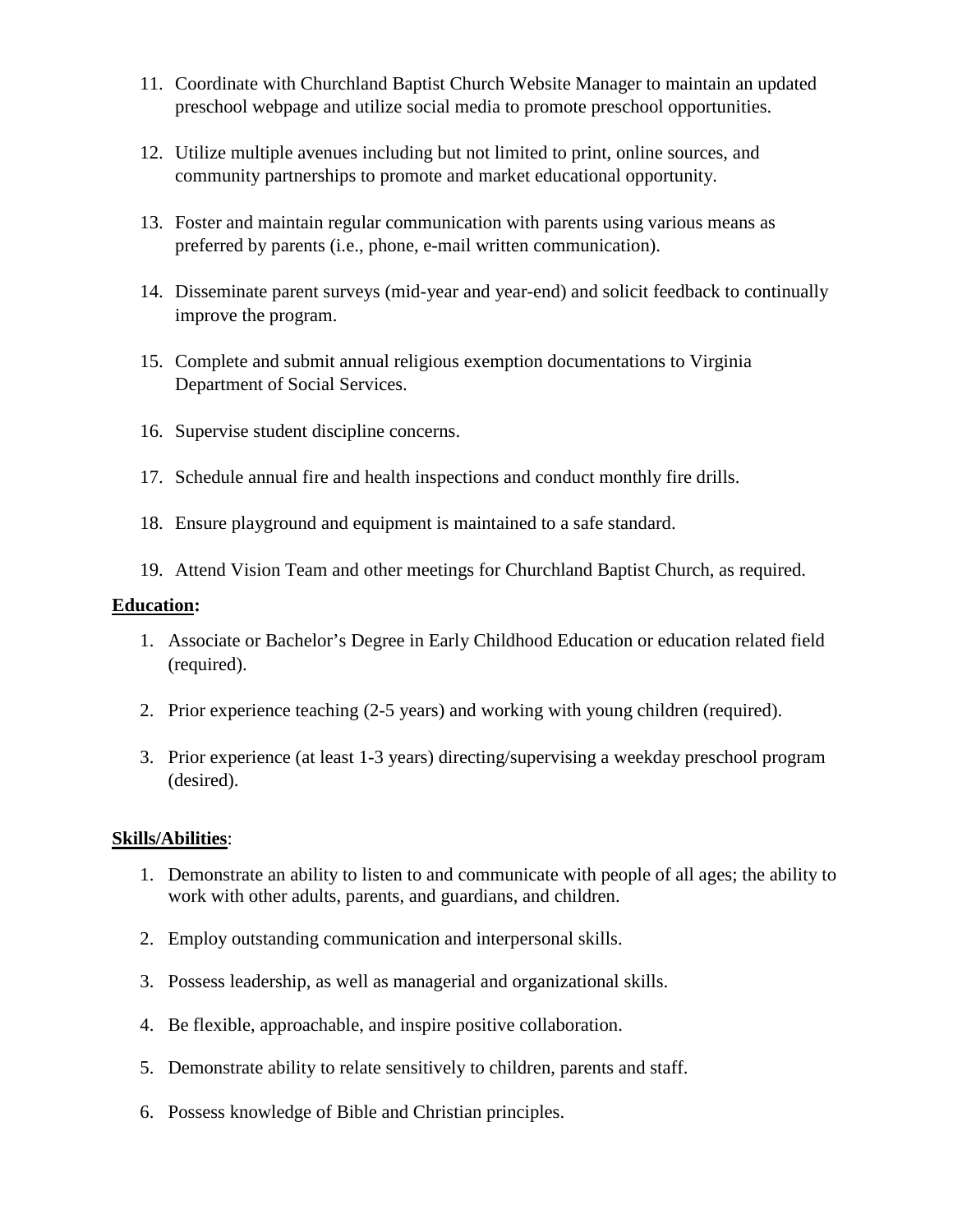11. Coordinate with Churchland Baptist Church Website Manager to maintain an updated preschool webpage and utilize social media to promote preschool opportunities.

12. Utilize multiple avenues including but not limited to print, online sources, and community partnerships to promote and market educational opportunity.

13. Foster and maintain regular communication with parents using various means as preferred by parents (i.e., phone, e-mail written communication).

14. Disseminate parent surveys (mid-year and year-end) and solicit feedback to continually improve the program.

15. Complete and submit annual religious exemption documentations to Virginia Department of Social Services.

16. Supervise student discipline concerns.

17. Schedule annual fire and health inspections and conduct monthly fire drills.

18. Ensure playground and equipment is maintained to a safe standard.

19. Attend Vision Team and other meetings for Churchland Baptist Church, as required.

**Education:**

1. Associate or Bachelor's Degree in Early Childhood Education or education related field (required).

2. Prior experience teaching (2-5 years) and working with young children (required).

3. Prior experience (at least 1-3 years) directing/supervising a weekday preschool program (desired).

**Skills/Abilities**:

1. Demonstrate an ability to listen to and communicate with people of all ages; the ability to work with other adults, parents, and guardians, and children.

2. Employ outstanding communication and interpersonal skills.

3. Possess leadership, as well as managerial and organizational skills.

4. Be flexible, approachable, and inspire positive collaboration.

5. Demonstrate ability to relate sensitively to children, parents and staff.

6. Possess knowledge of Bible and Christian principles.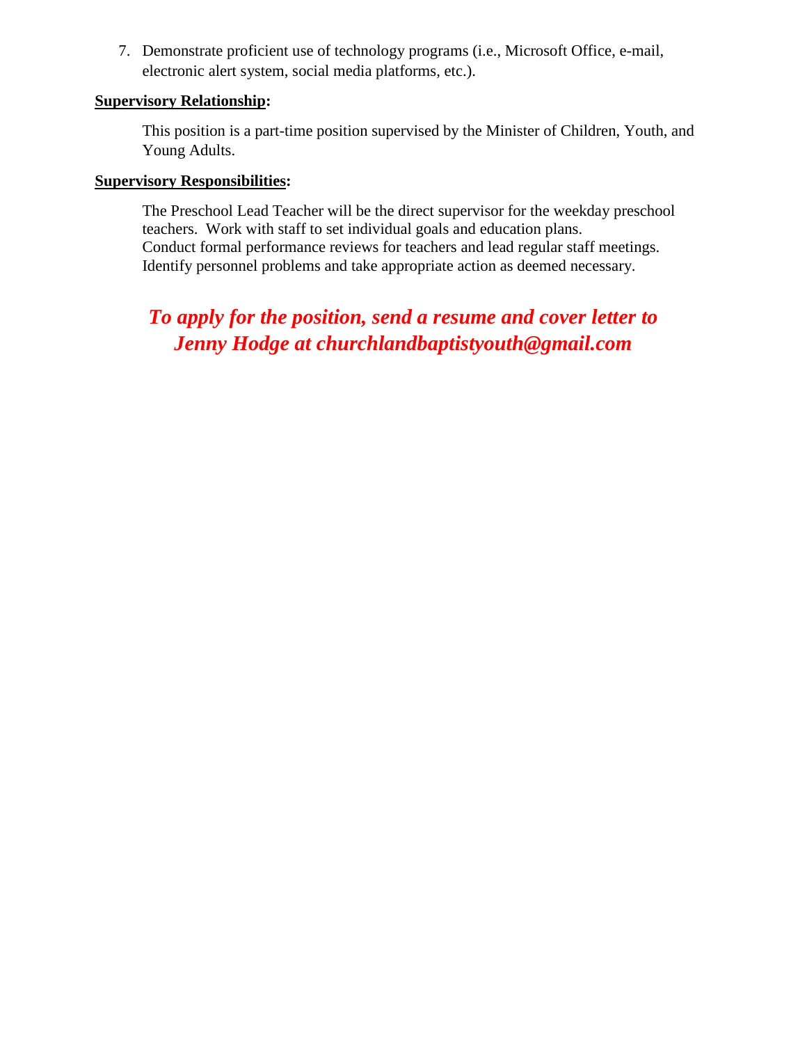7. Demonstrate proficient use of technology programs (i.e., Microsoft Office, e-mail, electronic alert system, social media platforms, etc.).

**Supervisory Relationship:**

This position is a part-time position supervised by the Minister of Children, Youth, and Young Adults.

**Supervisory Responsibilities:**

The Preschool Lead Teacher will be the direct supervisor for the weekday preschool teachers. Work with staff to set individual goals and education plans.
Conduct formal performance reviews for teachers and lead regular staff meetings.
Identify personnel problems and take appropriate action as deemed necessary.

***To apply for the position, send a resume and cover letter to Jenny Hodge at churchlandbaptistyouth@gmail.com***